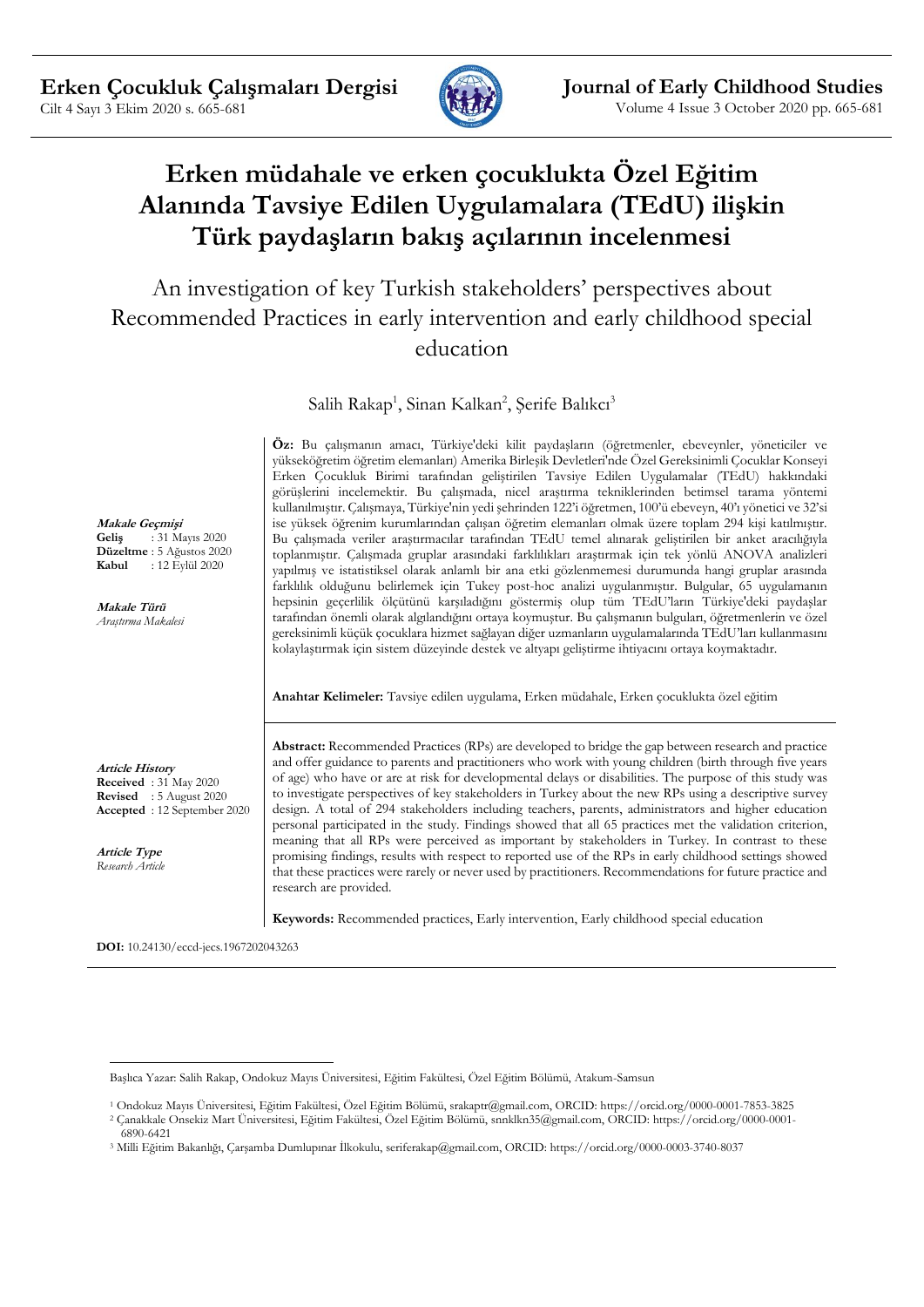# Erken müdahale ve erken çocuklukta Özel Eğitim Alanında Tavsiye Edilen Uygulamalara (TEdU) ilişkin Türk paydaşların bakış açılarının incelenmesi

## An investigation of key Turkish stakeholders' perspectives about Recommended Practices in early intervention and early childhood special education

Salih Rakap[1], Sinan Kalkan[2], Şerife Balıkcı[3]

***Makale Geçmişi***
**Geliş** : 31 Mayıs 2020
**Düzeltme** : 5 Ağustos 2020
**Kabul** : 12 Eylül 2020

***Makale Türü***
*Araştırma Makalesi*

**Öz:** Bu çalışmanın amacı, Türkiye'deki kilit paydaşların (öğretmenler, ebeveynler, yöneticiler ve yükseköğretim öğretim elemanları) Amerika Birleşik Devletleri'nde Özel Gereksinimli Çocuklar Konseyi Erken Çocukluk Birimi tarafından geliştirilen Tavsiye Edilen Uygulamalar (TEdU) hakkındaki görüşlerini incelemektir. Bu çalışmada, nicel araştırma tekniklerinden betimsel tarama yöntemi kullanılmıştır. Çalışmaya, Türkiye'nin yedi şehrinden 122'i öğretmen, 100'ü ebeveyn, 40'ı yönetici ve 32'si ise yüksek öğrenim kurumlarından çalışan öğretim elemanları olmak üzere toplam 294 kişi katılmıştır. Bu çalışmada veriler araştırmacılar tarafından TEdU temel alınarak geliştirilen bir anket aracılığıyla toplanmıştır. Çalışmada gruplar arasındaki farklılıkları araştırmak için tek yönlü ANOVA analizleri yapılmış ve istatistiksel olarak anlamlı bir ana etki gözlenmemesi durumunda hangi gruplar arasında farklılık olduğunu belirlemek için Tukey post-hoc analizi uygulanmıştır. Bulgular, 65 uygulamanın hepsinin geçerlilik ölçütünü karşıladığını göstermiş olup tüm TEdU'ların Türkiye'deki paydaşlar tarafından önemli olarak algılandığını ortaya koymuştur. Bu çalışmanın bulguları, öğretmenlerin ve özel gereksinimli küçük çocuklara hizmet sağlayan diğer uzmanların uygulamalarında TEdU'ları kullanmasını kolaylaştırmak için sistem düzeyinde destek ve altyapı geliştirme ihtiyacını ortaya koymaktadır.

**Anahtar Kelimeler:** Tavsiye edilen uygulama, Erken müdahale, Erken çocuklukta özel eğitim

***Article History***
**Received** : 31 May 2020
**Revised** : 5 August 2020
**Accepted** : 12 September 2020

***Article Type***
*Research Article*

**Abstract:** Recommended Practices (RPs) are developed to bridge the gap between research and practice and offer guidance to parents and practitioners who work with young children (birth through five years of age) who have or are at risk for developmental delays or disabilities. The purpose of this study was to investigate perspectives of key stakeholders in Turkey about the new RPs using a descriptive survey design. A total of 294 stakeholders including teachers, parents, administrators and higher education personal participated in the study. Findings showed that all 65 practices met the validation criterion, meaning that all RPs were perceived as important by stakeholders in Turkey. In contrast to these promising findings, results with respect to reported use of the RPs in early childhood settings showed that these practices were rarely or never used by practitioners. Recommendations for future practice and research are provided.

**Keywords:** Recommended practices, Early intervention, Early childhood special education

**DOI:** 10.24130/eccd-jecs.1967202043263

---

Başlıca Yazar: Salih Rakap, Ondokuz Mayıs Üniversitesi, Eğitim Fakültesi, Özel Eğitim Bölümü, Atakum-Samsun

[1] Ondokuz Mayıs Üniversitesi, Eğitim Fakültesi, Özel Eğitim Bölümü, srakaptr@gmail.com, ORCID: https://orcid.org/0000-0001-7853-3825
[2] Çanakkale Onsekiz Mart Üniversitesi, Eğitim Fakültesi, Özel Eğitim Bölümü, snnklkn35@gmail.com, ORCID: https://orcid.org/0000-0001-6890-6421
[3] Milli Eğitim Bakanlığı, Çarşamba Dumlupınar İlkokulu, seriferakap@gmail.com, ORCID: https://orcid.org/0000-0003-3740-8037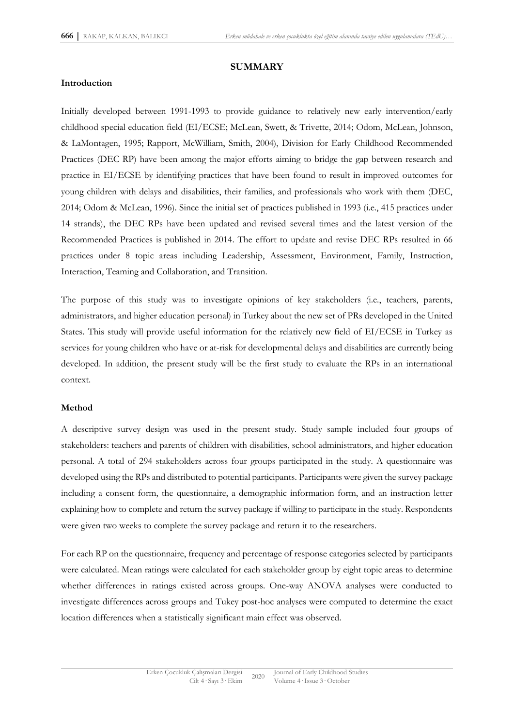## SUMMARY

### Introduction

Initially developed between 1991-1993 to provide guidance to relatively new early intervention/early childhood special education field (EI/ECSE; McLean, Swett, & Trivette, 2014; Odom, McLean, Johnson, & LaMontagen, 1995; Rapport, McWilliam, Smith, 2004), Division for Early Childhood Recommended Practices (DEC RP) have been among the major efforts aiming to bridge the gap between research and practice in EI/ECSE by identifying practices that have been found to result in improved outcomes for young children with delays and disabilities, their families, and professionals who work with them (DEC, 2014; Odom & McLean, 1996). Since the initial set of practices published in 1993 (i.e., 415 practices under 14 strands), the DEC RPs have been updated and revised several times and the latest version of the Recommended Practices is published in 2014. The effort to update and revise DEC RPs resulted in 66 practices under 8 topic areas including Leadership, Assessment, Environment, Family, Instruction, Interaction, Teaming and Collaboration, and Transition.

The purpose of this study was to investigate opinions of key stakeholders (i.e., teachers, parents, administrators, and higher education personal) in Turkey about the new set of PRs developed in the United States. This study will provide useful information for the relatively new field of EI/ECSE in Turkey as services for young children who have or at-risk for developmental delays and disabilities are currently being developed. In addition, the present study will be the first study to evaluate the RPs in an international context.

### Method

A descriptive survey design was used in the present study. Study sample included four groups of stakeholders: teachers and parents of children with disabilities, school administrators, and higher education personal. A total of 294 stakeholders across four groups participated in the study. A questionnaire was developed using the RPs and distributed to potential participants. Participants were given the survey package including a consent form, the questionnaire, a demographic information form, and an instruction letter explaining how to complete and return the survey package if willing to participate in the study. Respondents were given two weeks to complete the survey package and return it to the researchers.

For each RP on the questionnaire, frequency and percentage of response categories selected by participants were calculated. Mean ratings were calculated for each stakeholder group by eight topic areas to determine whether differences in ratings existed across groups. One-way ANOVA analyses were conducted to investigate differences across groups and Tukey post-hoc analyses were computed to determine the exact location differences when a statistically significant main effect was observed.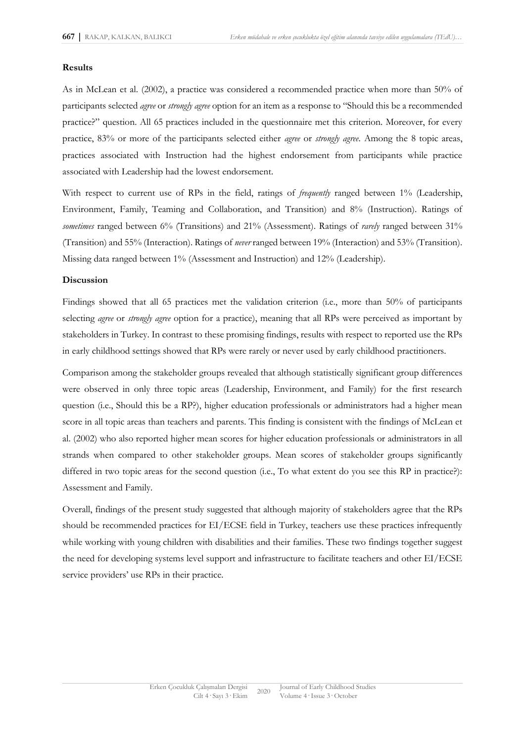**Results**

As in McLean et al. (2002), a practice was considered a recommended practice when more than 50% of participants selected *agree* or *strongly agree* option for an item as a response to "Should this be a recommended practice?" question. All 65 practices included in the questionnaire met this criterion. Moreover, for every practice, 83% or more of the participants selected either *agree* or *strongly agree*. Among the 8 topic areas, practices associated with Instruction had the highest endorsement from participants while practice associated with Leadership had the lowest endorsement.

With respect to current use of RPs in the field, ratings of *frequently* ranged between 1% (Leadership, Environment, Family, Teaming and Collaboration, and Transition) and 8% (Instruction). Ratings of *sometimes* ranged between 6% (Transitions) and 21% (Assessment). Ratings of *rarely* ranged between 31% (Transition) and 55% (Interaction). Ratings of *never* ranged between 19% (Interaction) and 53% (Transition). Missing data ranged between 1% (Assessment and Instruction) and 12% (Leadership).

**Discussion**

Findings showed that all 65 practices met the validation criterion (i.e., more than 50% of participants selecting *agree* or *strongly agree* option for a practice), meaning that all RPs were perceived as important by stakeholders in Turkey. In contrast to these promising findings, results with respect to reported use the RPs in early childhood settings showed that RPs were rarely or never used by early childhood practitioners.

Comparison among the stakeholder groups revealed that although statistically significant group differences were observed in only three topic areas (Leadership, Environment, and Family) for the first research question (i.e., Should this be a RP?), higher education professionals or administrators had a higher mean score in all topic areas than teachers and parents. This finding is consistent with the findings of McLean et al. (2002) who also reported higher mean scores for higher education professionals or administrators in all strands when compared to other stakeholder groups. Mean scores of stakeholder groups significantly differed in two topic areas for the second question (i.e., To what extent do you see this RP in practice?): Assessment and Family.

Overall, findings of the present study suggested that although majority of stakeholders agree that the RPs should be recommended practices for EI/ECSE field in Turkey, teachers use these practices infrequently while working with young children with disabilities and their families. These two findings together suggest the need for developing systems level support and infrastructure to facilitate teachers and other EI/ECSE service providers' use RPs in their practice.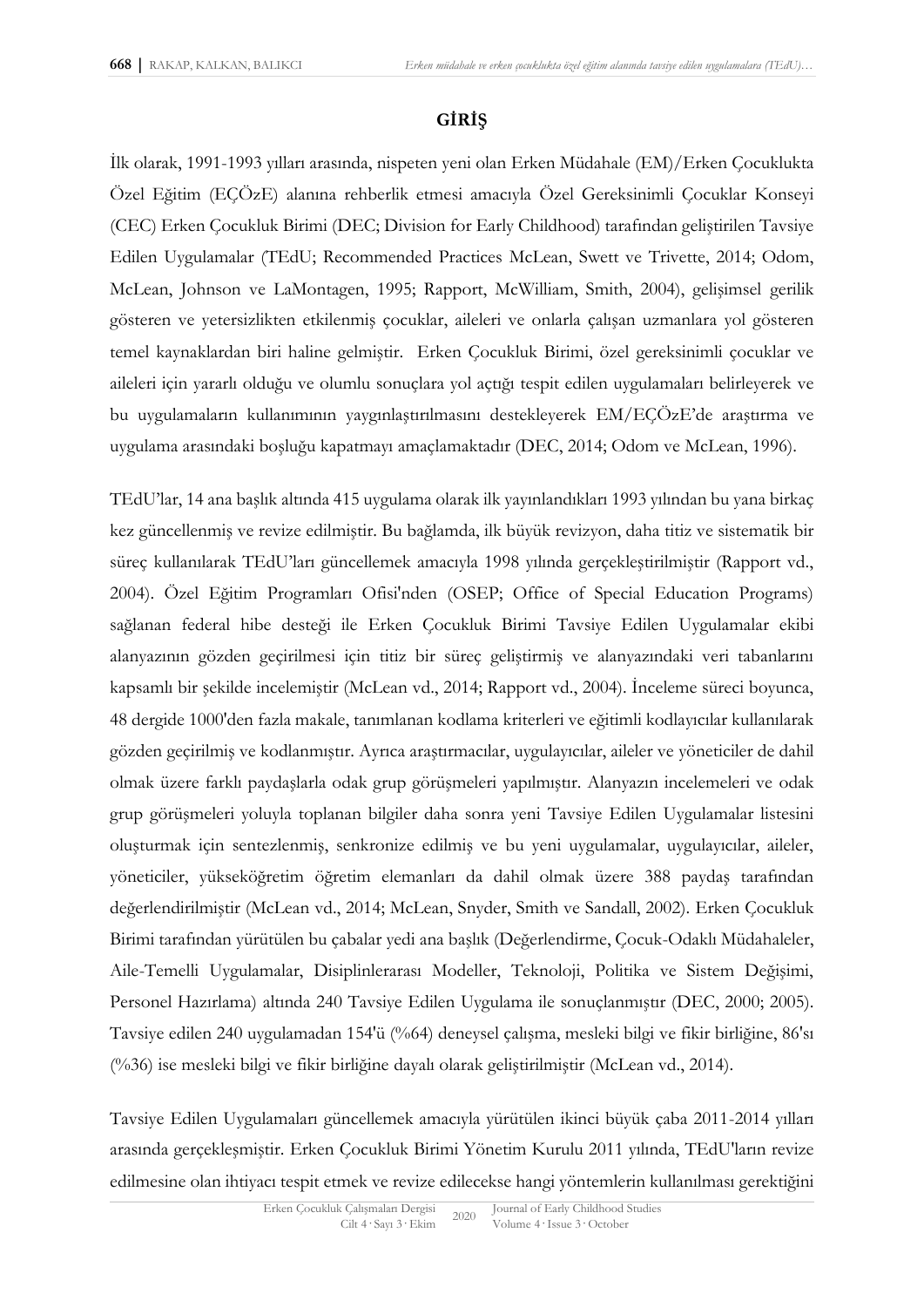## GİRİŞ

İlk olarak, 1991-1993 yılları arasında, nispeten yeni olan Erken Müdahale (EM)/Erken Çocuklukta Özel Eğitim (EÇÖzE) alanına rehberlik etmesi amacıyla Özel Gereksinimli Çocuklar Konseyi (CEC) Erken Çocukluk Birimi (DEC; Division for Early Childhood) tarafından geliştirilen Tavsiye Edilen Uygulamalar (TEdU; Recommended Practices McLean, Swett ve Trivette, 2014; Odom, McLean, Johnson ve LaMontagen, 1995; Rapport, McWilliam, Smith, 2004), gelişimsel gerilik gösteren ve yetersizlikten etkilenmiş çocuklar, aileleri ve onlarla çalışan uzmanlara yol gösteren temel kaynaklardan biri haline gelmiştir. Erken Çocukluk Birimi, özel gereksinimli çocuklar ve aileleri için yararlı olduğu ve olumlu sonuçlara yol açtığı tespit edilen uygulamaları belirleyerek ve bu uygulamaların kullanımının yaygınlaştırılmasını destekleyerek EM/EÇÖzE'de araştırma ve uygulama arasındaki boşluğu kapatmayı amaçlamaktadır (DEC, 2014; Odom ve McLean, 1996).

TEdU'lar, 14 ana başlık altında 415 uygulama olarak ilk yayınlandıkları 1993 yılından bu yana birkaç kez güncellenmiş ve revize edilmiştir. Bu bağlamda, ilk büyük revizyon, daha titiz ve sistematik bir süreç kullanılarak TEdU'ları güncellemek amacıyla 1998 yılında gerçekleştirilmiştir (Rapport vd., 2004). Özel Eğitim Programları Ofisi'nden (OSEP; Office of Special Education Programs) sağlanan federal hibe desteği ile Erken Çocukluk Birimi Tavsiye Edilen Uygulamalar ekibi alanyazının gözden geçirilmesi için titiz bir süreç geliştirmiş ve alanyazındaki veri tabanlarını kapsamlı bir şekilde incelemiştir (McLean vd., 2014; Rapport vd., 2004). İnceleme süreci boyunca, 48 dergide 1000'den fazla makale, tanımlanan kodlama kriterleri ve eğitimli kodlayıcılar kullanılarak gözden geçirilmiş ve kodlanmıştır. Ayrıca araştırmacılar, uygulayıcılar, aileler ve yöneticiler de dahil olmak üzere farklı paydaşlarla odak grup görüşmeleri yapılmıştır. Alanyazın incelemeleri ve odak grup görüşmeleri yoluyla toplanan bilgiler daha sonra yeni Tavsiye Edilen Uygulamalar listesini oluşturmak için sentezlenmiş, senkronize edilmiş ve bu yeni uygulamalar, uygulayıcılar, aileler, yöneticiler, yükseköğretim öğretim elemanları da dahil olmak üzere 388 paydaş tarafından değerlendirilmiştir (McLean vd., 2014; McLean, Snyder, Smith ve Sandall, 2002). Erken Çocukluk Birimi tarafından yürütülen bu çabalar yedi ana başlık (Değerlendirme, Çocuk-Odaklı Müdahaleler, Aile-Temelli Uygulamalar, Disiplinlerarası Modeller, Teknoloji, Politika ve Sistem Değişimi, Personel Hazırlama) altında 240 Tavsiye Edilen Uygulama ile sonuçlanmıştır (DEC, 2000; 2005). Tavsiye edilen 240 uygulamadan 154'ü (%64) deneysel çalışma, mesleki bilgi ve fikir birliğine, 86'sı (%36) ise mesleki bilgi ve fikir birliğine dayalı olarak geliştirilmiştir (McLean vd., 2014).

Tavsiye Edilen Uygulamaları güncellemek amacıyla yürütülen ikinci büyük çaba 2011-2014 yılları arasında gerçekleşmiştir. Erken Çocukluk Birimi Yönetim Kurulu 2011 yılında, TEdU'ların revize edilmesine olan ihtiyacı tespit etmek ve revize edilecekse hangi yöntemlerin kullanılması gerektiğini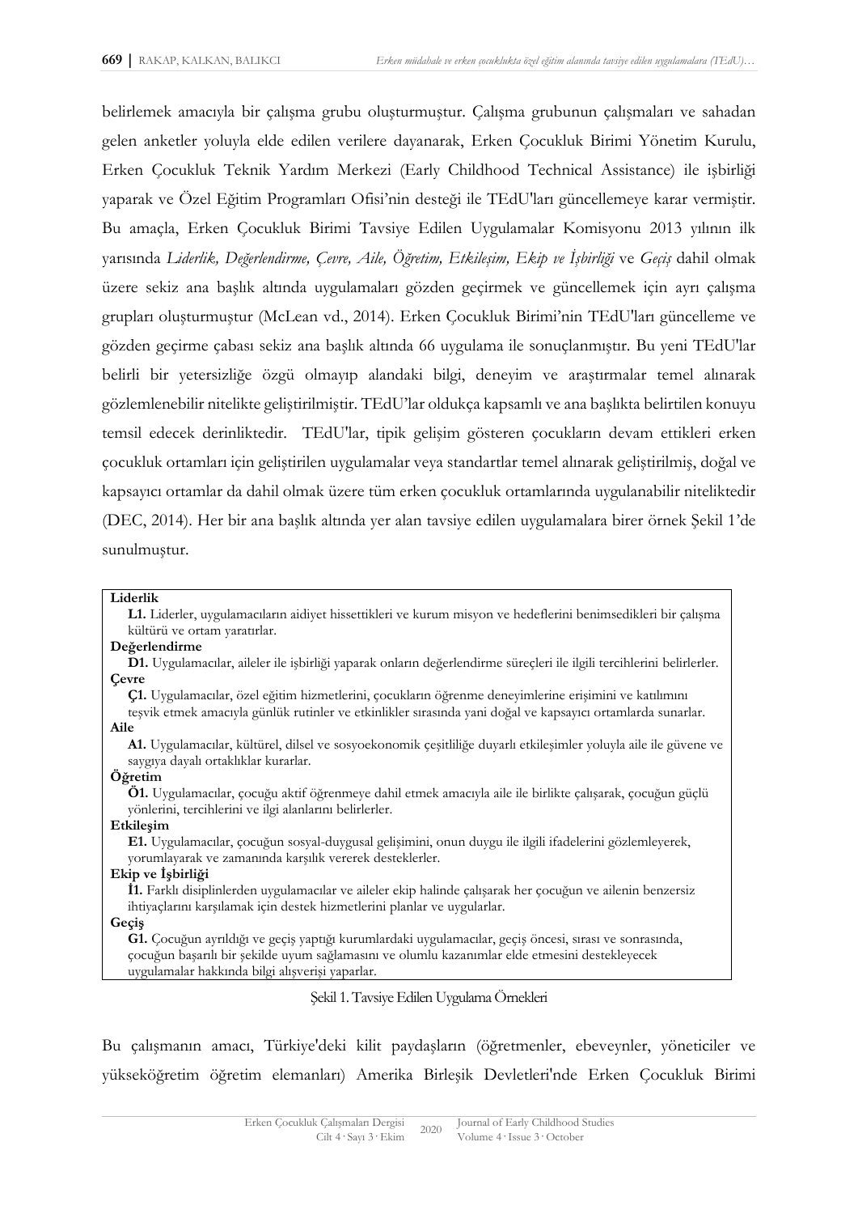belirlemek amacıyla bir çalışma grubu oluşturmuştur. Çalışma grubunun çalışmaları ve sahadan gelen anketler yoluyla elde edilen verilere dayanarak, Erken Çocukluk Birimi Yönetim Kurulu, Erken Çocukluk Teknik Yardım Merkezi (Early Childhood Technical Assistance) ile işbirliği yaparak ve Özel Eğitim Programları Ofisi'nin desteği ile TEdU'ları güncellemeye karar vermiştir. Bu amaçla, Erken Çocukluk Birimi Tavsiye Edilen Uygulamalar Komisyonu 2013 yılının ilk yarısında *Liderlik, Değerlendirme, Çevre, Aile, Öğretim, Etkileşim, Ekip ve İşbirliği* ve *Geçiş* dahil olmak üzere sekiz ana başlık altında uygulamaları gözden geçirmek ve güncellemek için ayrı çalışma grupları oluşturmuştur (McLean vd., 2014). Erken Çocukluk Birimi'nin TEdU'ları güncelleme ve gözden geçirme çabası sekiz ana başlık altında 66 uygulama ile sonuçlanmıştır. Bu yeni TEdU'lar belirli bir yetersizliğe özgü olmayıp alandaki bilgi, deneyim ve araştırmalar temel alınarak gözlemlenebilir nitelikte geliştirilmiştir. TEdU'lar oldukça kapsamlı ve ana başlıkta belirtilen konuyu temsil edecek derinliktedir. TEdU'lar, tipik gelişim gösteren çocukların devam ettikleri erken çocukluk ortamları için geliştirilen uygulamalar veya standartlar temel alınarak geliştirilmiş, doğal ve kapsayıcı ortamlar da dahil olmak üzere tüm erken çocukluk ortamlarında uygulanabilir niteliktedir (DEC, 2014). Her bir ana başlık altında yer alan tavsiye edilen uygulamalara birer örnek Şekil 1'de sunulmuştur.

**Liderlik**

**L1.** Liderler, uygulamacıların aidiyet hissettikleri ve kurum misyon ve hedeflerini benimsedikleri bir çalışma kültürü ve ortam yaratırlar.

**Değerlendirme**

**D1.** Uygulamacılar, aileler ile işbirliği yaparak onların değerlendirme süreçleri ile ilgili tercihlerini belirlerler.

**Çevre**

**Ç1.** Uygulamacılar, özel eğitim hizmetlerini, çocukların öğrenme deneyimlerine erişimini ve katılımını teşvik etmek amacıyla günlük rutinler ve etkinlikler sırasında yani doğal ve kapsayıcı ortamlarda sunarlar.

**Aile**

**A1.** Uygulamacılar, kültürel, dilsel ve sosyoekonomik çeşitliliğe duyarlı etkileşimler yoluyla aile ile güvene ve saygıya dayalı ortaklıklar kurarlar.

**Öğretim**

**Ö1.** Uygulamacılar, çocuğu aktif öğrenmeye dahil etmek amacıyla aile ile birlikte çalışarak, çocuğun güçlü yönlerini, tercihlerini ve ilgi alanlarını belirlerler.

**Etkileşim**

**E1.** Uygulamacılar, çocuğun sosyal-duygusal gelişimini, onun duygu ile ilgili ifadelerini gözlemleyerek, yorumlayarak ve zamanında karşılık vererek desteklerler.

**Ekip ve İşbirliği**

**İ1.** Farklı disiplinlerden uygulamacılar ve aileler ekip halinde çalışarak her çocuğun ve ailenin benzersiz ihtiyaçlarını karşılamak için destek hizmetlerini planlar ve uygularlar.

**Geçiş**

**G1.** Çocuğun ayrıldığı ve geçiş yaptığı kurumlardaki uygulamacılar, geçiş öncesi, sırası ve sonrasında, çocuğun başarılı bir şekilde uyum sağlamasını ve olumlu kazanımlar elde etmesini destekleyecek uygulamalar hakkında bilgi alışverişi yaparlar.

Şekil 1. Tavsiye Edilen Uygulama Örnekleri

Bu çalışmanın amacı, Türkiye'deki kilit paydaşların (öğretmenler, ebeveynler, yöneticiler ve yükseköğretim öğretim elemanları) Amerika Birleşik Devletleri'nde Erken Çocukluk Birimi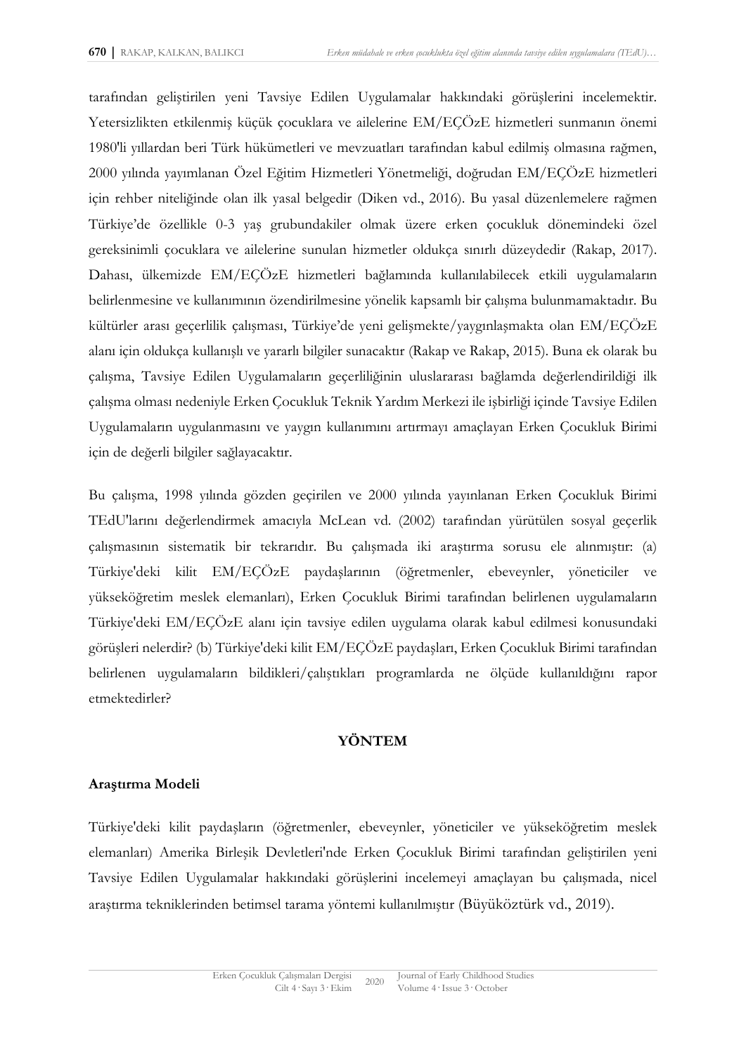tarafından geliştirilen yeni Tavsiye Edilen Uygulamalar hakkındaki görüşlerini incelemektir. Yetersizlikten etkilenmiş küçük çocuklara ve ailelerine EM/EÇÖzE hizmetleri sunmanın önemi 1980'li yıllardan beri Türk hükümetleri ve mevzuatları tarafından kabul edilmiş olmasına rağmen, 2000 yılında yayımlanan Özel Eğitim Hizmetleri Yönetmeliği, doğrudan EM/EÇÖzE hizmetleri için rehber niteliğinde olan ilk yasal belgedir (Diken vd., 2016). Bu yasal düzenlemelere rağmen Türkiye'de özellikle 0-3 yaş grubundakiler olmak üzere erken çocukluk dönemindeki özel gereksinimli çocuklara ve ailelerine sunulan hizmetler oldukça sınırlı düzeydedir (Rakap, 2017). Dahası, ülkemizde EM/EÇÖzE hizmetleri bağlamında kullanılabilecek etkili uygulamaların belirlenmesine ve kullanımının özendirilmesine yönelik kapsamlı bir çalışma bulunmamaktadır. Bu kültürler arası geçerlilik çalışması, Türkiye'de yeni gelişmekte/yaygınlaşmakta olan EM/EÇÖzE alanı için oldukça kullanışlı ve yararlı bilgiler sunacaktır (Rakap ve Rakap, 2015). Buna ek olarak bu çalışma, Tavsiye Edilen Uygulamaların geçerliliğinin uluslararası bağlamda değerlendirildiği ilk çalışma olması nedeniyle Erken Çocukluk Teknik Yardım Merkezi ile işbirliği içinde Tavsiye Edilen Uygulamaların uygulanmasını ve yaygın kullanımını artırmayı amaçlayan Erken Çocukluk Birimi için de değerli bilgiler sağlayacaktır.

Bu çalışma, 1998 yılında gözden geçirilen ve 2000 yılında yayınlanan Erken Çocukluk Birimi TEdU'larını değerlendirmek amacıyla McLean vd. (2002) tarafından yürütülen sosyal geçerlik çalışmasının sistematik bir tekrarıdır. Bu çalışmada iki araştırma sorusu ele alınmıştır: (a) Türkiye'deki kilit EM/EÇÖzE paydaşlarının (öğretmenler, ebeveynler, yöneticiler ve yükseköğretim meslek elemanları), Erken Çocukluk Birimi tarafından belirlenen uygulamaların Türkiye'deki EM/EÇÖzE alanı için tavsiye edilen uygulama olarak kabul edilmesi konusundaki görüşleri nelerdir? (b) Türkiye'deki kilit EM/EÇÖzE paydaşları, Erken Çocukluk Birimi tarafından belirlenen uygulamaların bildikleri/çalıştıkları programlarda ne ölçüde kullanıldığını rapor etmektedirler?

## YÖNTEM

### Araştırma Modeli

Türkiye'deki kilit paydaşların (öğretmenler, ebeveynler, yöneticiler ve yükseköğretim meslek elemanları) Amerika Birleşik Devletleri'nde Erken Çocukluk Birimi tarafından geliştirilen yeni Tavsiye Edilen Uygulamalar hakkındaki görüşlerini incelemeyi amaçlayan bu çalışmada, nicel araştırma tekniklerinden betimsel tarama yöntemi kullanılmıştır (Büyüköztürk vd., 2019).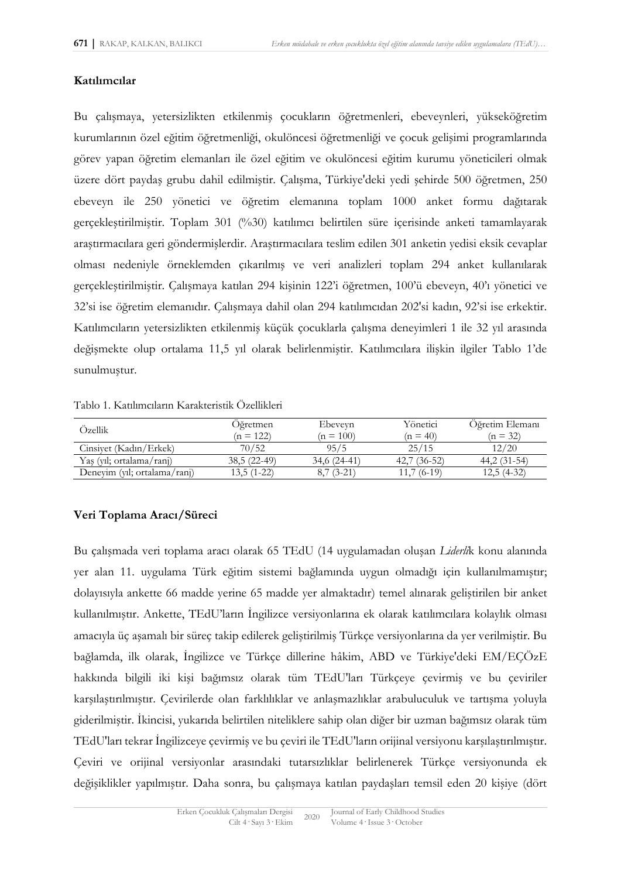## Katılımcılar

Bu çalışmaya, yetersizlikten etkilenmiş çocukların öğretmenleri, ebeveynleri, yükseköğretim kurumlarının özel eğitim öğretmenliği, okulöncesi öğretmenliği ve çocuk gelişimi programlarında görev yapan öğretim elemanları ile özel eğitim ve okulöncesi eğitim kurumu yöneticileri olmak üzere dört paydaş grubu dahil edilmiştir. Çalışma, Türkiye'deki yedi şehirde 500 öğretmen, 250 ebeveyn ile 250 yönetici ve öğretim elemanına toplam 1000 anket formu dağıtarak gerçekleştirilmiştir. Toplam 301 (%30) katılımcı belirtilen süre içerisinde anketi tamamlayarak araştırmacılara geri göndermişlerdir. Araştırmacılara teslim edilen 301 anketin yedisi eksik cevaplar olması nedeniyle örneklemden çıkarılmış ve veri analizleri toplam 294 anket kullanılarak gerçekleştirilmiştir. Çalışmaya katılan 294 kişinin 122'i öğretmen, 100'ü ebeveyn, 40'ı yönetici ve 32'si ise öğretim elemanıdır. Çalışmaya dahil olan 294 katılımcıdan 202'si kadın, 92'si ise erkektir. Katılımcıların yetersizlikten etkilenmiş küçük çocuklarla çalışma deneyimleri 1 ile 32 yıl arasında değişmekte olup ortalama 11,5 yıl olarak belirlenmiştir. Katılımcılara ilişkin ilgiler Tablo 1'de sunulmuştur.

Tablo 1. Katılımcıların Karakteristik Özellikleri

| Özellik | Öğretmen (n = 122) | Ebeveyn (n = 100) | Yönetici (n = 40) | Öğretim Elemanı (n = 32) |
|---|---|---|---|---|
| Cinsiyet (Kadın/Erkek) | 70/52 | 95/5 | 25/15 | 12/20 |
| Yaş (yıl; ortalama/ranj) | 38,5 (22-49) | 34,6 (24-41) | 42,7 (36-52) | 44,2 (31-54) |
| Deneyim (yıl; ortalama/ranj) | 13,5 (1-22) | 8,7 (3-21) | 11,7 (6-19) | 12,5 (4-32) |

## Veri Toplama Aracı/Süreci

Bu çalışmada veri toplama aracı olarak 65 TEdU (14 uygulamadan oluşan *Liderli*k konu alanında yer alan 11. uygulama Türk eğitim sistemi bağlamında uygun olmadığı için kullanılmamıştır; dolayısıyla ankette 66 madde yerine 65 madde yer almaktadır) temel alınarak geliştirilen bir anket kullanılmıştır. Ankette, TEdU'ların İngilizce versiyonlarına ek olarak katılımcılara kolaylık olması amacıyla üç aşamalı bir süreç takip edilerek geliştirilmiş Türkçe versiyonlarına da yer verilmiştir. Bu bağlamda, ilk olarak, İngilizce ve Türkçe dillerine hâkim, ABD ve Türkiye'deki EM/EÇÖzE hakkında bilgili iki kişi bağımsız olarak tüm TEdU'ları Türkçeye çevirmiş ve bu çeviriler karşılaştırılmıştır. Çevirilerde olan farklılıklar ve anlaşmazlıklar arabuluculuk ve tartışma yoluyla giderilmiştir. İkincisi, yukarıda belirtilen niteliklere sahip olan diğer bir uzman bağımsız olarak tüm TEdU'ları tekrar İngilizceye çevirmiş ve bu çeviri ile TEdU'ların orijinal versiyonu karşılaştırılmıştır. Çeviri ve orijinal versiyonlar arasındaki tutarsızlıklar belirlenerek Türkçe versiyonunda ek değişiklikler yapılmıştır. Daha sonra, bu çalışmaya katılan paydaşları temsil eden 20 kişiye (dört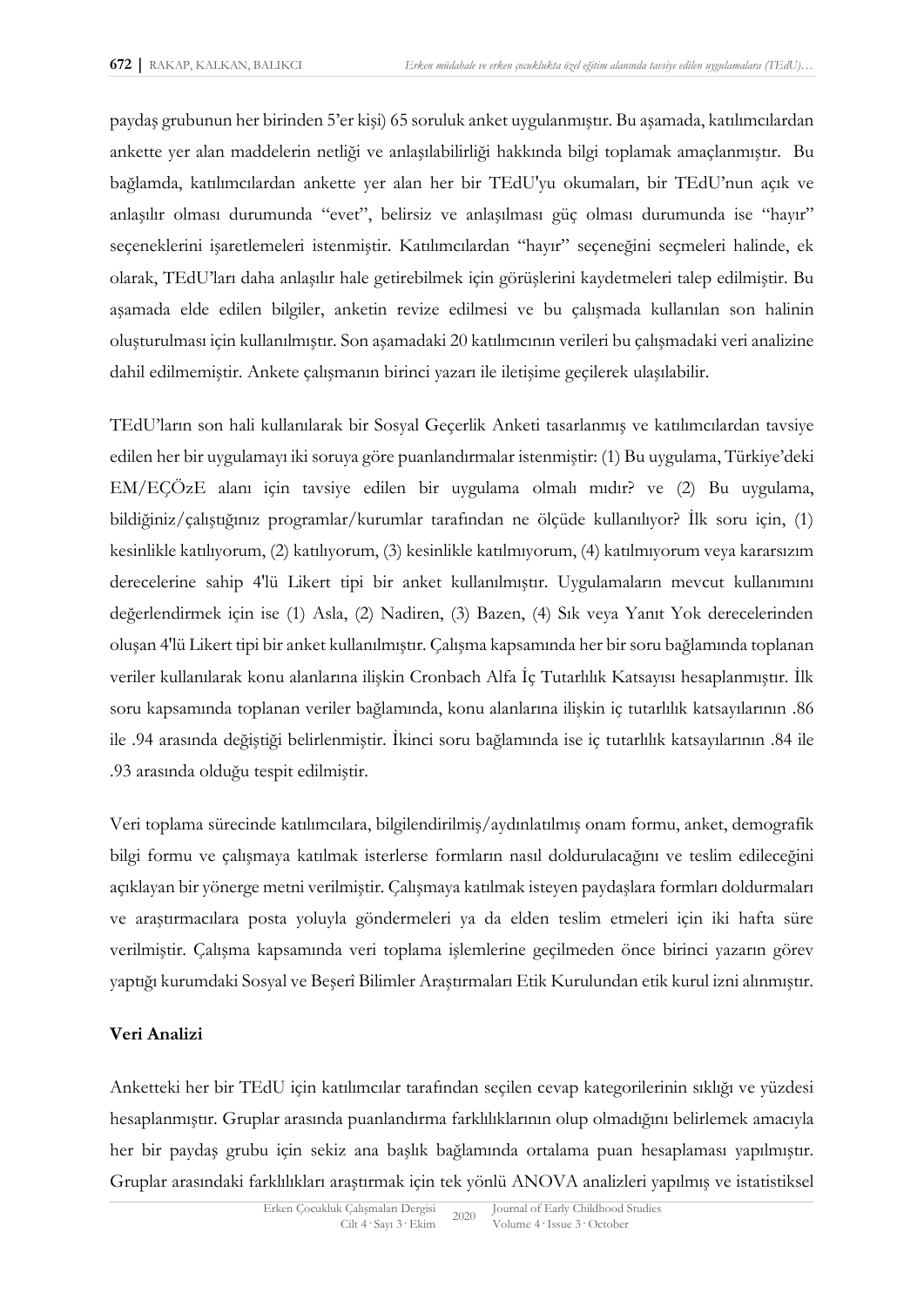paydaş grubunun her birinden 5'er kişi) 65 soruluk anket uygulanmıştır. Bu aşamada, katılımcılardan ankette yer alan maddelerin netliği ve anlaşılabilirliği hakkında bilgi toplamak amaçlanmıştır. Bu bağlamda, katılımcılardan ankette yer alan her bir TEdU'yu okumaları, bir TEdU'nun açık ve anlaşılır olması durumunda "evet", belirsiz ve anlaşılması güç olması durumunda ise "hayır" seçeneklerini işaretlemeleri istenmiştir. Katılımcılardan "hayır" seçeneğini seçmeleri halinde, ek olarak, TEdU'ları daha anlaşılır hale getirebilmek için görüşlerini kaydetmeleri talep edilmiştir. Bu aşamada elde edilen bilgiler, anketin revize edilmesi ve bu çalışmada kullanılan son halinin oluşturulması için kullanılmıştır. Son aşamadaki 20 katılımcının verileri bu çalışmadaki veri analizine dahil edilmemiştir. Ankete çalışmanın birinci yazarı ile iletişime geçilerek ulaşılabilir.

TEdU'ların son hali kullanılarak bir Sosyal Geçerlik Anketi tasarlanmış ve katılımcılardan tavsiye edilen her bir uygulamayı iki soruya göre puanlandırmalar istenmiştir: (1) Bu uygulama, Türkiye'deki EM/EÇÖzE alanı için tavsiye edilen bir uygulama olmalı mıdır? ve (2) Bu uygulama, bildiğiniz/çalıştığınız programlar/kurumlar tarafından ne ölçüde kullanılıyor? İlk soru için, (1) kesinlikle katılıyorum, (2) katılıyorum, (3) kesinlikle katılmıyorum, (4) katılmıyorum veya kararsızım derecelerine sahip 4'lü Likert tipi bir anket kullanılmıştır. Uygulamaların mevcut kullanımını değerlendirmek için ise (1) Asla, (2) Nadiren, (3) Bazen, (4) Sık veya Yanıt Yok derecelerinden oluşan 4'lü Likert tipi bir anket kullanılmıştır. Çalışma kapsamında her bir soru bağlamında toplanan veriler kullanılarak konu alanlarına ilişkin Cronbach Alfa İç Tutarlılık Katsayısı hesaplanmıştır. İlk soru kapsamında toplanan veriler bağlamında, konu alanlarına ilişkin iç tutarlılık katsayılarının .86 ile .94 arasında değiştiği belirlenmiştir. İkinci soru bağlamında ise iç tutarlılık katsayılarının .84 ile .93 arasında olduğu tespit edilmiştir.

Veri toplama sürecinde katılımcılara, bilgilendirilmiş/aydınlatılmış onam formu, anket, demografik bilgi formu ve çalışmaya katılmak isterlerse formların nasıl doldurulacağını ve teslim edileceğini açıklayan bir yönerge metni verilmiştir. Çalışmaya katılmak isteyen paydaşlara formları doldurmaları ve araştırmacılara posta yoluyla göndermeleri ya da elden teslim etmeleri için iki hafta süre verilmiştir. Çalışma kapsamında veri toplama işlemlerine geçilmeden önce birinci yazarın görev yaptığı kurumdaki Sosyal ve Beşerî Bilimler Araştırmaları Etik Kurulundan etik kurul izni alınmıştır.

### Veri Analizi

Anketteki her bir TEdU için katılımcılar tarafından seçilen cevap kategorilerinin sıklığı ve yüzdesi hesaplanmıştır. Gruplar arasında puanlandırma farklılıklarının olup olmadığını belirlemek amacıyla her bir paydaş grubu için sekiz ana başlık bağlamında ortalama puan hesaplaması yapılmıştır. Gruplar arasındaki farklılıkları araştırmak için tek yönlü ANOVA analizleri yapılmış ve istatistiksel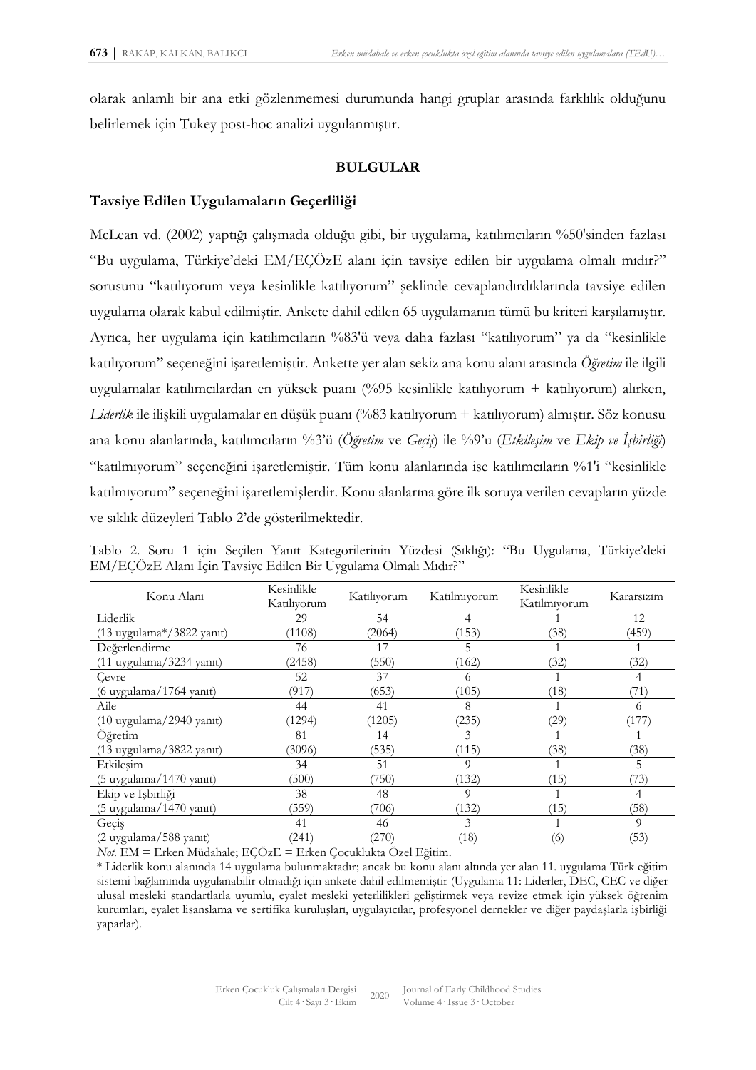olarak anlamlı bir ana etki gözlenmemesi durumunda hangi gruplar arasında farklılık olduğunu belirlemek için Tukey post-hoc analizi uygulanmıştır.

## BULGULAR

### Tavsiye Edilen Uygulamaların Geçerliliği

McLean vd. (2002) yaptığı çalışmada olduğu gibi, bir uygulama, katılımcıların %50'sinden fazlası "Bu uygulama, Türkiye'deki EM/EÇÖzE alanı için tavsiye edilen bir uygulama olmalı mıdır?" sorusunu "katılıyorum veya kesinlikle katılıyorum" şeklinde cevaplandırdıklarında tavsiye edilen uygulama olarak kabul edilmiştir. Ankete dahil edilen 65 uygulamanın tümü bu kriteri karşılamıştır. Ayrıca, her uygulama için katılımcıların %83'ü veya daha fazlası "katılıyorum" ya da "kesinlikle katılıyorum" seçeneğini işaretlemiştir. Ankette yer alan sekiz ana konu alanı arasında *Öğretim* ile ilgili uygulamalar katılımcılardan en yüksek puanı (%95 kesinlikle katılıyorum + katılıyorum) alırken, *Liderlik* ile ilişkili uygulamalar en düşük puanı (%83 katılıyorum + katılıyorum) almıştır. Söz konusu ana konu alanlarında, katılımcıların %3'ü (*Öğretim* ve *Geçiş*) ile %9'u (*Etkileşim* ve *Ekip ve İşbirliği*) "katılmıyorum" seçeneğini işaretlemiştir. Tüm konu alanlarında ise katılımcıların %1'i "kesinlikle katılmıyorum" seçeneğini işaretlemişlerdir. Konu alanlarına göre ilk soruya verilen cevapların yüzde ve sıklık düzeyleri Tablo 2'de gösterilmektedir.

Tablo 2. Soru 1 için Seçilen Yanıt Kategorilerinin Yüzdesi (Sıklığı): "Bu Uygulama, Türkiye'deki EM/EÇÖzE Alanı İçin Tavsiye Edilen Bir Uygulama Olmalı Mıdır?"

| Konu Alanı | Kesinlikle Katılıyorum | Katılıyorum | Katılmıyorum | Kesinlikle Katılmıyorum | Kararsızım |
|---|---|---|---|---|---|
| Liderlik | 29 | 54 | 4 | 1 | 12 |
| (13 uygulama*/3822 yanıt) | (1108) | (2064) | (153) | (38) | (459) |
| Değerlendirme | 76 | 17 | 5 | 1 | 1 |
| (11 uygulama/3234 yanıt) | (2458) | (550) | (162) | (32) | (32) |
| Çevre | 52 | 37 | 6 | 1 | 4 |
| (6 uygulama/1764 yanıt) | (917) | (653) | (105) | (18) | (71) |
| Aile | 44 | 41 | 8 | 1 | 6 |
| (10 uygulama/2940 yanıt) | (1294) | (1205) | (235) | (29) | (177) |
| Öğretim | 81 | 14 | 3 | 1 | 1 |
| (13 uygulama/3822 yanıt) | (3096) | (535) | (115) | (38) | (38) |
| Etkileşim | 34 | 51 | 9 | 1 | 5 |
| (5 uygulama/1470 yanıt) | (500) | (750) | (132) | (15) | (73) |
| Ekip ve İşbirliği | 38 | 48 | 9 | 1 | 4 |
| (5 uygulama/1470 yanıt) | (559) | (706) | (132) | (15) | (58) |
| Geçiş | 41 | 46 | 3 | 1 | 9 |
| (2 uygulama/588 yanıt) | (241) | (270) | (18) | (6) | (53) |

*Not*. EM = Erken Müdahale; EÇÖzE = Erken Çocuklukta Özel Eğitim.

\* Liderlik konu alanında 14 uygulama bulunmaktadır; ancak bu konu alanı altında yer alan 11. uygulama Türk eğitim sistemi bağlamında uygulanabilir olmadığı için ankete dahil edilmemiştir (Uygulama 11: Liderler, DEC, CEC ve diğer ulusal mesleki standartlarla uyumlu, eyalet mesleki yeterlilikleri geliştirmek veya revize etmek için yüksek öğrenim kurumları, eyalet lisanslama ve sertifika kuruluşları, uygulayıcılar, profesyonel dernekler ve diğer paydaşlarla işbirliği yaparlar).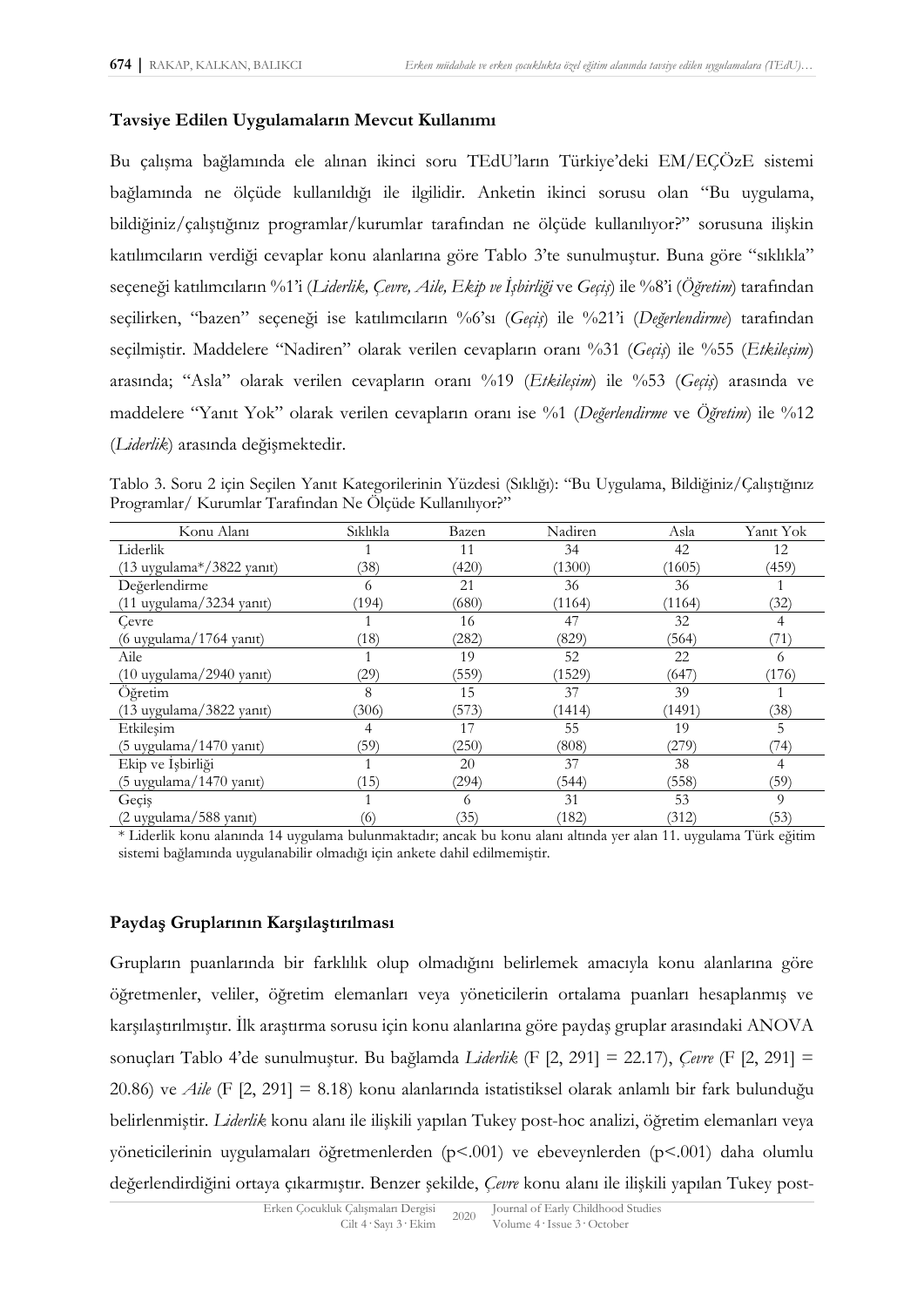### Tavsiye Edilen Uygulamaların Mevcut Kullanımı

Bu çalışma bağlamında ele alınan ikinci soru TEdU'ların Türkiye'deki EM/EÇÖzE sistemi bağlamında ne ölçüde kullanıldığı ile ilgilidir. Anketin ikinci sorusu olan "Bu uygulama, bildiğiniz/çalıştığınız programlar/kurumlar tarafından ne ölçüde kullanılıyor?" sorusuna ilişkin katılımcıların verdiği cevaplar konu alanlarına göre Tablo 3'te sunulmuştur. Buna göre "sıklıkla" seçeneği katılımcıların %1'i (*Liderlik, Çevre, Aile, Ekip ve İşbirliği* ve *Geçiş*) ile %8'i (*Öğretim*) tarafından seçilirken, "bazen" seçeneği ise katılımcıların %6'sı (*Geçiş*) ile %21'i (*Değerlendirme*) tarafından seçilmiştir. Maddelere "Nadiren" olarak verilen cevapların oranı %31 (*Geçiş*) ile %55 (*Etkileşim*) arasında; "Asla" olarak verilen cevapların oranı %19 (*Etkileşim*) ile %53 (*Geçiş*) arasında ve maddelere "Yanıt Yok" olarak verilen cevapların oranı ise %1 (*Değerlendirme* ve *Öğretim*) ile %12 (*Liderlik*) arasında değişmektedir.

Tablo 3. Soru 2 için Seçilen Yanıt Kategorilerinin Yüzdesi (Sıklığı): "Bu Uygulama, Bildiğiniz/Çalıştığınız Programlar/ Kurumlar Tarafından Ne Ölçüde Kullanılıyor?"

| Konu Alanı | Sıklıkla | Bazen | Nadiren | Asla | Yanıt Yok |
|---|---|---|---|---|---|
| Liderlik | 1 | 11 | 34 | 42 | 12 |
| (13 uygulama*/3822 yanıt) | (38) | (420) | (1300) | (1605) | (459) |
| Değerlendirme | 6 | 21 | 36 | 36 | 1 |
| (11 uygulama/3234 yanıt) | (194) | (680) | (1164) | (1164) | (32) |
| Çevre | 1 | 16 | 47 | 32 | 4 |
| (6 uygulama/1764 yanıt) | (18) | (282) | (829) | (564) | (71) |
| Aile | 1 | 19 | 52 | 22 | 6 |
| (10 uygulama/2940 yanıt) | (29) | (559) | (1529) | (647) | (176) |
| Öğretim | 8 | 15 | 37 | 39 | 1 |
| (13 uygulama/3822 yanıt) | (306) | (573) | (1414) | (1491) | (38) |
| Etkileşim | 4 | 17 | 55 | 19 | 5 |
| (5 uygulama/1470 yanıt) | (59) | (250) | (808) | (279) | (74) |
| Ekip ve İşbirliği | 1 | 20 | 37 | 38 | 4 |
| (5 uygulama/1470 yanıt) | (15) | (294) | (544) | (558) | (59) |
| Geçiş | 1 | 6 | 31 | 53 | 9 |
| (2 uygulama/588 yanıt) | (6) | (35) | (182) | (312) | (53) |

\* Liderlik konu alanında 14 uygulama bulunmaktadır; ancak bu konu alanı altında yer alan 11. uygulama Türk eğitim sistemi bağlamında uygulanabilir olmadığı için ankete dahil edilmemiştir.

### Paydaş Gruplarının Karşılaştırılması

Grupların puanlarında bir farklılık olup olmadığını belirlemek amacıyla konu alanlarına göre öğretmenler, veliler, öğretim elemanları veya yöneticilerin ortalama puanları hesaplanmış ve karşılaştırılmıştır. İlk araştırma sorusu için konu alanlarına göre paydaş gruplar arasındaki ANOVA sonuçları Tablo 4'de sunulmuştur. Bu bağlamda *Liderlik* ($F$ [2, 291] = 22.17), *Çevre* ($F$ [2, 291] = 20.86) ve *Aile* ($F$ [2, 291] = 8.18) konu alanlarında istatistiksel olarak anlamlı bir fark bulunduğu belirlenmiştir. *Liderlik* konu alanı ile ilişkili yapılan Tukey post-hoc analizi, öğretim elemanları veya yöneticilerinin uygulamaları öğretmenlerden ($p<.001$) ve ebeveynlerden ($p<.001$) daha olumlu değerlendirdiğini ortaya çıkarmıştır. Benzer şekilde, *Çevre* konu alanı ile ilişkili yapılan Tukey post-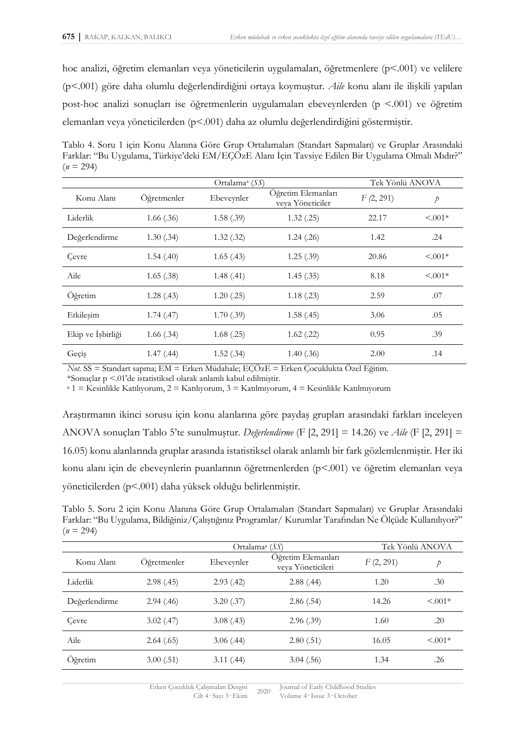hoc analizi, öğretim elemanları veya yöneticilerin uygulamaları, öğretmenlere ($p<.001$) ve velilere ($p<.001$) göre daha olumlu değerlendirdiğini ortaya koymuştur. *Aile* konu alanı ile ilişkili yapılan post-hoc analizi sonuçları ise öğretmenlerin uygulamaları ebeveynlerden ($p<.001$) ve öğretim elemanları veya yöneticilerden ($p<.001$) daha az olumlu değerlendirdiğini göstermiştir.

Tablo 4. Soru 1 için Konu Alanına Göre Grup Ortalamaları (Standart Sapmaları) ve Gruplar Arasındaki Farklar: "Bu Uygulama, Türkiye'deki EM/EÇÖzE Alanı İçin Tavsiye Edilen Bir Uygulama Olmalı Mıdır?" ($n = 294$)

| | Ortalama[a] (*SS*) | | | Tek Yönlü ANOVA | |
|---|---|---|---|---|---|
| Konu Alanı | Öğretmenler | Ebeveynler | Öğretim Elemanları veya Yöneticiler | $F$ (2, 291) | $p$ |
| Liderlik | 1.66 (.36) | 1.58 (.39) | 1.32 (.25) | 22.17 | <.001* |
| Değerlendirme | 1.30 (.34) | 1.32 (.32) | 1.24 (.26) | 1.42 | .24 |
| Çevre | 1.54 (.40) | 1.65 (.43) | 1.25 (.39) | 20.86 | <.001* |
| Aile | 1.65 (.38) | 1.48 (.41) | 1.45 (.35) | 8.18 | <.001* |
| Öğretim | 1.28 (.43) | 1.20 (.25) | 1.18 (.23) | 2.59 | .07 |
| Etkileşim | 1.74 (.47) | 1.70 (.39) | 1.58 (.45) | 3.06 | .05 |
| Ekip ve İşbirliği | 1.66 (.34) | 1.68 (.25) | 1.62 (.22) | 0.95 | .39 |
| Geçiş | 1.47 (.44) | 1.52 (.34) | 1.40 (.36) | 2.00 | .14 |

*Not*. SS = Standart sapma; EM = Erken Müdahale; EÇÖzE = Erken Çocuklukta Özel Eğitim.
*Sonuçlar $p <.01$'de istatistiksel olarak anlamlı kabul edilmiştir.
[a] 1 = Kesinlikle Katılıyorum, 2 = Katılıyorum, 3 = Katılmıyorum, 4 = Kesinlikle Katılmıyorum

Araştırmanın ikinci sorusu için konu alanlarına göre paydaş grupları arasındaki farkları inceleyen ANOVA sonuçları Tablo 5'te sunulmuştur. *Değerlendirme* ($F$ [2, 291] = 14.26) ve *Aile* ($F$ [2, 291] = 16.05) konu alanlarında gruplar arasında istatistiksel olarak anlamlı bir fark gözlemlenmiştir. Her iki konu alanı için de ebeveynlerin puanlarının öğretmenlerden ($p<.001$) ve öğretim elemanları veya yöneticilerden ($p<.001$) daha yüksek olduğu belirlenmiştir.

Tablo 5. Soru 2 için Konu Alanına Göre Grup Ortalamaları (Standart Sapmaları) ve Gruplar Arasındaki Farklar: "Bu Uygulama, Bildiğiniz/Çalıştığınız Programlar/ Kurumlar Tarafından Ne Ölçüde Kullanılıyor?" ($n = 294$)

| | Ortalama[a] (*SS*) | | | Tek Yönlü ANOVA | |
|---|---|---|---|---|---|
| Konu Alanı | Öğretmenler | Ebeveynler | Öğretim Elemanları veya Yöneticileri | $F$ (2, 291) | $p$ |
| Liderlik | 2.98 (.45) | 2.93 (.42) | 2.88 (.44) | 1.20 | .30 |
| Değerlendirme | 2.94 (.46) | 3.20 (.37) | 2.86 (.54) | 14.26 | <.001* |
| Çevre | 3.02 (.47) | 3.08 (.43) | 2.96 (.39) | 1.60 | .20 |
| Aile | 2.64 (.65) | 3.06 (.44) | 2.80 (.51) | 16.05 | <.001* |
| Öğretim | 3.00 (.51) | 3.11 (.44) | 3.04 (.56) | 1.34 | .26 |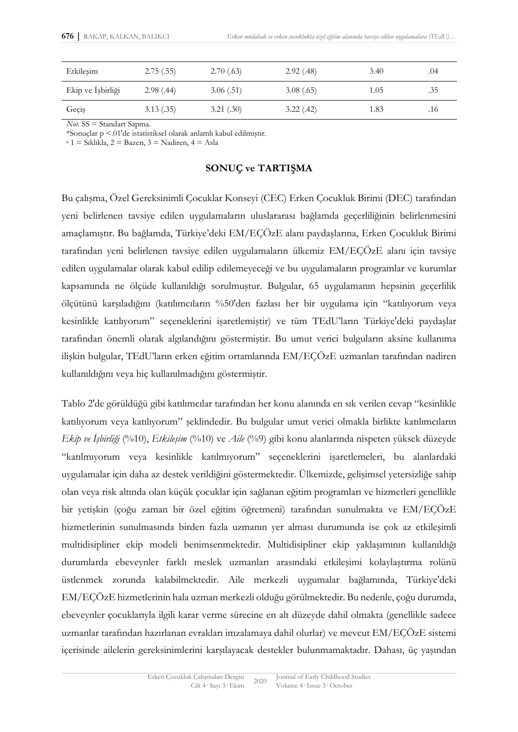| | | | | | |
|---|---|---|---|---|---|
| Etkileşim | 2.75 (.55) | 2.70 (.63) | 2.92 (.48) | 3.40 | .04 |
| Ekip ve İşbirliği | 2.98 (.44) | 3.06 (.51) | 3.08 (.65) | 1.05 | .35 |
| Geçiş | 3.13 (.35) | 3.21 (.30) | 3.22 (.42) | 1.83 | .16 |

*Not.* SS = Standart Sapma.
*Sonuçlar p <.01'de istatistiksel olarak anlamlı kabul edilmiştir.
[a] 1 = Sıklıkla, 2 = Bazen, 3 = Nadiren, 4 = Asla

## SONUÇ ve TARTIŞMA

Bu çalışma, Özel Gereksinimli Çocuklar Konseyi (CEC) Erken Çocukluk Birimi (DEC) tarafından yeni belirlenen tavsiye edilen uygulamaların uluslararası bağlamda geçerliliğinin belirlenmesini amaçlamıştır. Bu bağlamda, Türkiye'deki EM/EÇÖzE alanı paydaşlarına, Erken Çocukluk Birimi tarafından yeni belirlenen tavsiye edilen uygulamaların ülkemiz EM/EÇÖzE alanı için tavsiye edilen uygulamalar olarak kabul edilip edilemeyeceği ve bu uygulamaların programlar ve kurumlar kapsamında ne ölçüde kullanıldığı sorulmuştur. Bulgular, 65 uygulamanın hepsinin geçerlilik ölçütünü karşıladığını (katılımcıların %50'den fazlası her bir uygulama için "katılıyorum veya kesinlikle katılıyorum" seçeneklerini işaretlemiştir) ve tüm TEdU'ların Türkiye'deki paydaşlar tarafından önemli olarak algılandığını göstermiştir. Bu umut verici bulguların aksine kullanıma ilişkin bulgular, TEdU'ların erken eğitim ortamlarında EM/EÇÖzE uzmanları tarafından nadiren kullanıldığını veya hiç kullanılmadığını göstermiştir.

Tablo 2'de görüldüğü gibi katılımcılar tarafından her konu alanında en sık verilen cevap "kesinlikle katılıyorum veya katılıyorum" şeklindedir. Bu bulgular umut verici olmakla birlikte katılımcıların *Ekip ve İşbirliği* (%10), *Etkileşim* (%10) ve *Aile* (%9) gibi konu alanlarında nispeten yüksek düzeyde "katılmıyorum veya kesinlikle katılmıyorum" seçeneklerini işaretlemeleri, bu alanlardaki uygulamalar için daha az destek verildiğini göstermektedir. Ülkemizde, gelişimsel yetersizliğe sahip olan veya risk altında olan küçük çocuklar için sağlanan eğitim programları ve hizmetleri genellikle bir yetişkin (çoğu zaman bir özel eğitim öğretmeni) tarafından sunulmakta ve EM/EÇÖzE hizmetlerinin sunulmasında birden fazla uzmanın yer alması durumunda ise çok az etkileşimli multidisipliner ekip modeli benimsenmektedir. Multidisipliner ekip yaklaşımının kullanıldığı durumlarda ebeveynler farklı meslek uzmanları arasındaki etkileşimi kolaylaştırma rolünü üstlenmek zorunda kalabilmektedir. Aile merkezli uygumalar bağlamında, Türkiye'deki EM/EÇÖzE hizmetlerinin hala uzman merkezli olduğu görülmektedir. Bu nedenle, çoğu durumda, ebeveynler çocuklarıyla ilgili karar verme sürecine en alt düzeyde dahil olmakta (genellikle sadece uzmanlar tarafından hazırlanan evrakları imzalamaya dahil olurlar) ve mevcut EM/EÇÖzE sistemi içerisinde ailelerin gereksinimlerini karşılayacak destekler bulunmamaktadır. Dahası, üç yaşından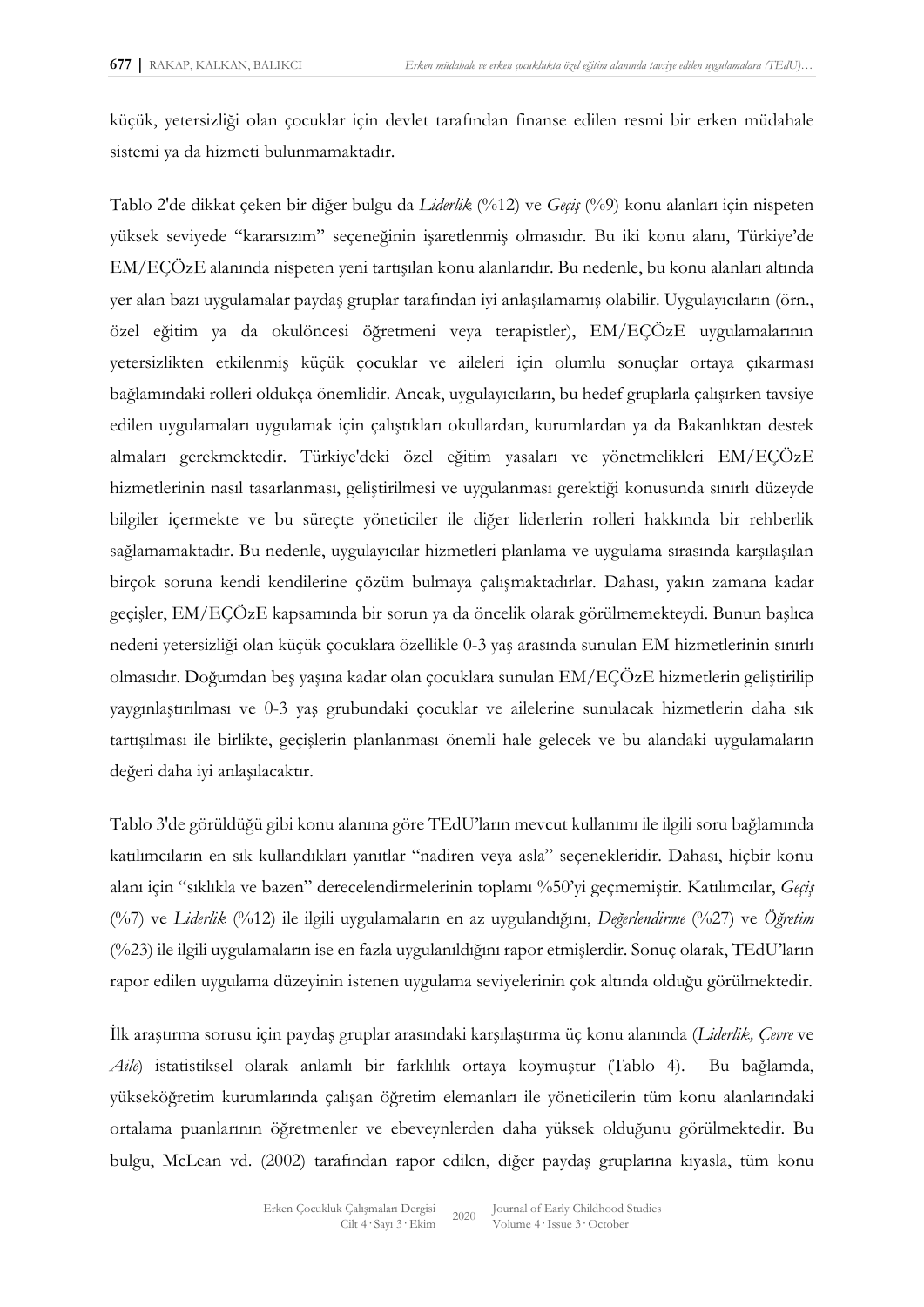küçük, yetersizliği olan çocuklar için devlet tarafından finanse edilen resmi bir erken müdahale sistemi ya da hizmeti bulunmamaktadır.

Tablo 2'de dikkat çeken bir diğer bulgu da *Liderlik* (%12) ve *Geçiş* (%9) konu alanları için nispeten yüksek seviyede "kararsızım" seçeneğinin işaretlenmiş olmasıdır. Bu iki konu alanı, Türkiye'de EM/EÇÖzE alanında nispeten yeni tartışılan konu alanlarıdır. Bu nedenle, bu konu alanları altında yer alan bazı uygulamalar paydaş gruplar tarafından iyi anlaşılamamış olabilir. Uygulayıcıların (örn., özel eğitim ya da okulöncesi öğretmeni veya terapistler), EM/EÇÖzE uygulamalarının yetersizlikten etkilenmiş küçük çocuklar ve aileleri için olumlu sonuçlar ortaya çıkarması bağlamındaki rolleri oldukça önemlidir. Ancak, uygulayıcıların, bu hedef gruplarla çalışırken tavsiye edilen uygulamaları uygulamak için çalıştıkları okullardan, kurumlardan ya da Bakanlıktan destek almaları gerekmektedir. Türkiye'deki özel eğitim yasaları ve yönetmelikleri EM/EÇÖzE hizmetlerinin nasıl tasarlanması, geliştirilmesi ve uygulanması gerektiği konusunda sınırlı düzeyde bilgiler içermekte ve bu süreçte yöneticiler ile diğer liderlerin rolleri hakkında bir rehberlik sağlamamaktadır. Bu nedenle, uygulayıcılar hizmetleri planlama ve uygulama sırasında karşılaşılan birçok soruna kendi kendilerine çözüm bulmaya çalışmaktadırlar. Dahası, yakın zamana kadar geçişler, EM/EÇÖzE kapsamında bir sorun ya da öncelik olarak görülmemekteydi. Bunun başlıca nedeni yetersizliği olan küçük çocuklara özellikle 0-3 yaş arasında sunulan EM hizmetlerinin sınırlı olmasıdır. Doğumdan beş yaşına kadar olan çocuklara sunulan EM/EÇÖzE hizmetlerin geliştirilip yaygınlaştırılması ve 0-3 yaş grubundaki çocuklar ve ailelerine sunulacak hizmetlerin daha sık tartışılması ile birlikte, geçişlerin planlanması önemli hale gelecek ve bu alandaki uygulamaların değeri daha iyi anlaşılacaktır.

Tablo 3'de görüldüğü gibi konu alanına göre TEdU'ların mevcut kullanımı ile ilgili soru bağlamında katılımcıların en sık kullandıkları yanıtlar "nadiren veya asla" seçenekleridir. Dahası, hiçbir konu alanı için "sıklıkla ve bazen" derecelendirmelerinin toplamı %50'yi geçmemiştir. Katılımcılar, *Geçiş* (%7) ve *Liderlik* (%12) ile ilgili uygulamaların en az uygulandığını, *Değerlendirme* (%27) ve *Öğretim* (%23) ile ilgili uygulamaların ise en fazla uygulanıldığını rapor etmişlerdir. Sonuç olarak, TEdU'ların rapor edilen uygulama düzeyinin istenen uygulama seviyelerinin çok altında olduğu görülmektedir.

İlk araştırma sorusu için paydaş gruplar arasındaki karşılaştırma üç konu alanında (*Liderlik, Çevre* ve *Aile*) istatistiksel olarak anlamlı bir farklılık ortaya koymuştur (Tablo 4). Bu bağlamda, yükseköğretim kurumlarında çalışan öğretim elemanları ile yöneticilerin tüm konu alanlarındaki ortalama puanlarının öğretmenler ve ebeveynlerden daha yüksek olduğunu görülmektedir. Bu bulgu, McLean vd. (2002) tarafından rapor edilen, diğer paydaş gruplarına kıyasla, tüm konu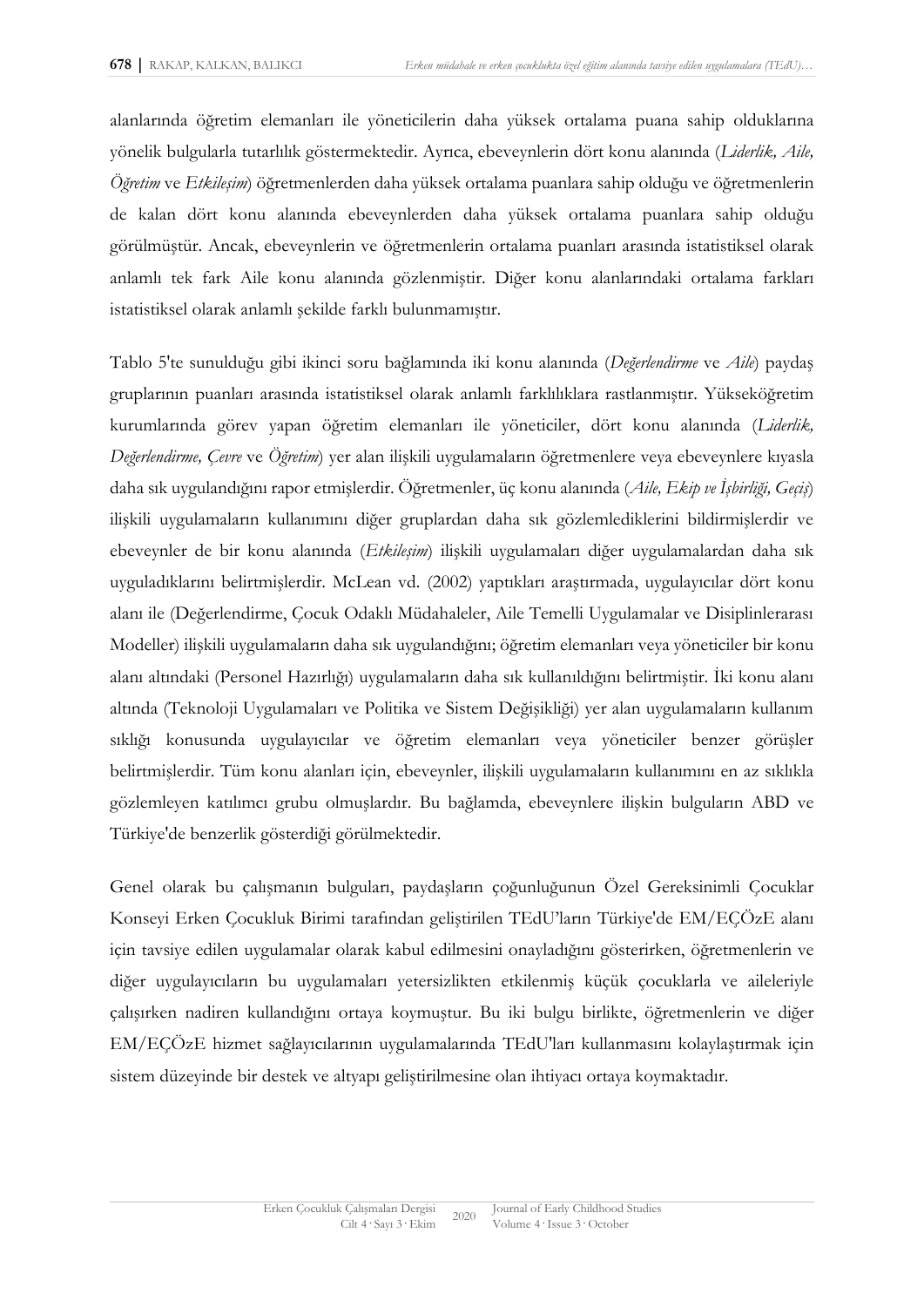alanlarında öğretim elemanları ile yöneticilerin daha yüksek ortalama puana sahip olduklarına yönelik bulgularla tutarlılık göstermektedir. Ayrıca, ebeveynlerin dört konu alanında (*Liderlik, Aile, Öğretim* ve *Etkileşim*) öğretmenlerden daha yüksek ortalama puanlara sahip olduğu ve öğretmenlerin de kalan dört konu alanında ebeveynlerden daha yüksek ortalama puanlara sahip olduğu görülmüştür. Ancak, ebeveynlerin ve öğretmenlerin ortalama puanları arasında istatistiksel olarak anlamlı tek fark Aile konu alanında gözlenmiştir. Diğer konu alanlarındaki ortalama farkları istatistiksel olarak anlamlı şekilde farklı bulunmamıştır.

Tablo 5'te sunulduğu gibi ikinci soru bağlamında iki konu alanında (*Değerlendirme* ve *Aile*) paydaş gruplarının puanları arasında istatistiksel olarak anlamlı farklılıklara rastlanmıştır. Yükseköğretim kurumlarında görev yapan öğretim elemanları ile yöneticiler, dört konu alanında (*Liderlik, Değerlendirme, Çevre* ve *Öğretim*) yer alan ilişkili uygulamaların öğretmenlere veya ebeveynlere kıyasla daha sık uygulandığını rapor etmişlerdir. Öğretmenler, üç konu alanında (*Aile, Ekip ve İşbirliği, Geçiş*) ilişkili uygulamaların kullanımını diğer gruplardan daha sık gözlemlediklerini bildirmişlerdir ve ebeveynler de bir konu alanında (*Etkileşim*) ilişkili uygulamaları diğer uygulamalardan daha sık uyguladıklarını belirtmişlerdir. McLean vd. (2002) yaptıkları araştırmada, uygulayıcılar dört konu alanı ile (Değerlendirme, Çocuk Odaklı Müdahaleler, Aile Temelli Uygulamalar ve Disiplinlerarası Modeller) ilişkili uygulamaların daha sık uygulandığını; öğretim elemanları veya yöneticiler bir konu alanı altındaki (Personel Hazırlığı) uygulamaların daha sık kullanıldığını belirtmiştir. İki konu alanı altında (Teknoloji Uygulamaları ve Politika ve Sistem Değişikliği) yer alan uygulamaların kullanım sıklığı konusunda uygulayıcılar ve öğretim elemanları veya yöneticiler benzer görüşler belirtmişlerdir. Tüm konu alanları için, ebeveynler, ilişkili uygulamaların kullanımını en az sıklıkla gözlemleyen katılımcı grubu olmuşlardır. Bu bağlamda, ebeveynlere ilişkin bulguların ABD ve Türkiye'de benzerlik gösterdiği görülmektedir.

Genel olarak bu çalışmanın bulguları, paydaşların çoğunluğunun Özel Gereksinimli Çocuklar Konseyi Erken Çocukluk Birimi tarafından geliştirilen TEdU'ların Türkiye'de EM/EÇÖzE alanı için tavsiye edilen uygulamalar olarak kabul edilmesini onayladığını gösterirken, öğretmenlerin ve diğer uygulayıcıların bu uygulamaları yetersizlikten etkilenmiş küçük çocuklarla ve aileleriyle çalışırken nadiren kullandığını ortaya koymuştur. Bu iki bulgu birlikte, öğretmenlerin ve diğer EM/EÇÖzE hizmet sağlayıcılarının uygulamalarında TEdU'ları kullanmasını kolaylaştırmak için sistem düzeyinde bir destek ve altyapı geliştirilmesine olan ihtiyacı ortaya koymaktadır.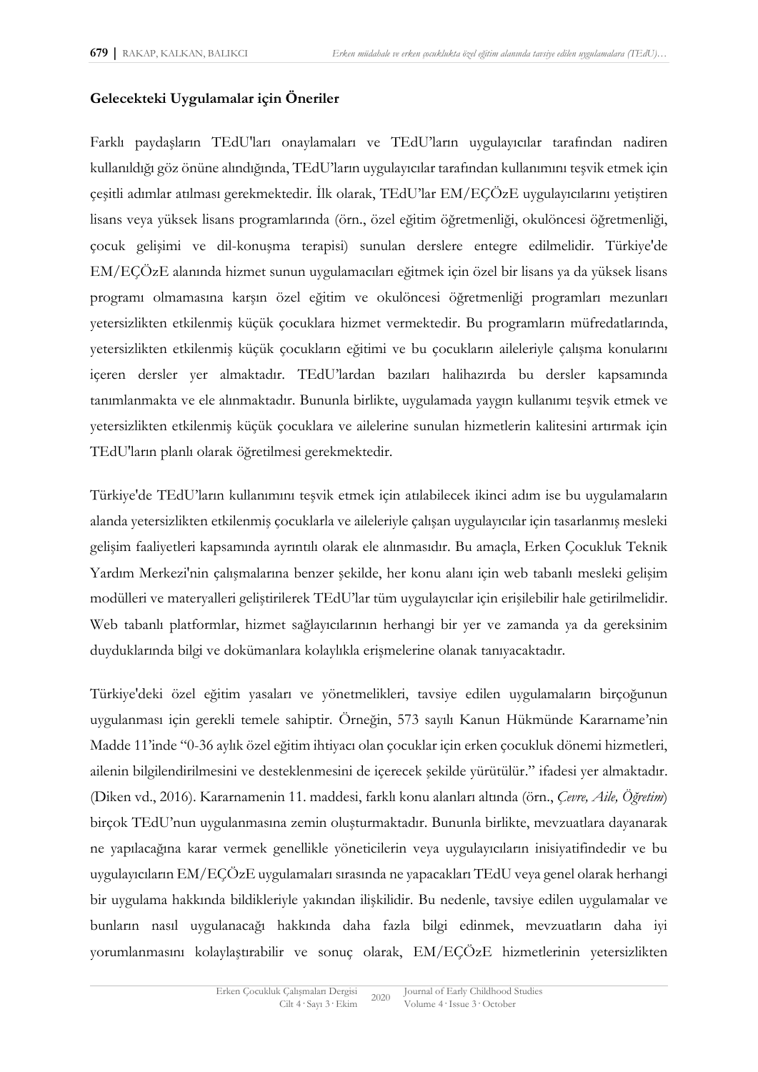## Gelecekteki Uygulamalar için Öneriler

Farklı paydaşların TEdU'ları onaylamaları ve TEdU'ların uygulayıcılar tarafından nadiren kullanıldığı göz önüne alındığında, TEdU'ların uygulayıcılar tarafından kullanımını teşvik etmek için çeşitli adımlar atılması gerekmektedir. İlk olarak, TEdU'lar EM/EÇÖzE uygulayıcılarını yetiştiren lisans veya yüksek lisans programlarında (örn., özel eğitim öğretmenliği, okulöncesi öğretmenliği, çocuk gelişimi ve dil-konuşma terapisi) sunulan derslere entegre edilmelidir. Türkiye'de EM/EÇÖzE alanında hizmet sunun uygulamacıları eğitmek için özel bir lisans ya da yüksek lisans programı olmamasına karşın özel eğitim ve okulöncesi öğretmenliği programları mezunları yetersizlikten etkilenmiş küçük çocuklara hizmet vermektedir. Bu programların müfredatlarında, yetersizlikten etkilenmiş küçük çocukların eğitimi ve bu çocukların aileleriyle çalışma konularını içeren dersler yer almaktadır. TEdU'lardan bazıları halihazırda bu dersler kapsamında tanımlanmakta ve ele alınmaktadır. Bununla birlikte, uygulamada yaygın kullanımı teşvik etmek ve yetersizlikten etkilenmiş küçük çocuklara ve ailelerine sunulan hizmetlerin kalitesini artırmak için TEdU'ların planlı olarak öğretilmesi gerekmektedir.

Türkiye'de TEdU'ların kullanımını teşvik etmek için atılabilecek ikinci adım ise bu uygulamaların alanda yetersizlikten etkilenmiş çocuklarla ve aileleriyle çalışan uygulayıcılar için tasarlanmış mesleki gelişim faaliyetleri kapsamında ayrıntılı olarak ele alınmasıdır. Bu amaçla, Erken Çocukluk Teknik Yardım Merkezi'nin çalışmalarına benzer şekilde, her konu alanı için web tabanlı mesleki gelişim modülleri ve materyalleri geliştirilerek TEdU'lar tüm uygulayıcılar için erişilebilir hale getirilmelidir. Web tabanlı platformlar, hizmet sağlayıcılarının herhangi bir yer ve zamanda ya da gereksinim duyduklarında bilgi ve dokümanlara kolaylıkla erişmelerine olanak tanıyacaktır.

Türkiye'deki özel eğitim yasaları ve yönetmelikleri, tavsiye edilen uygulamaların birçoğunun uygulanması için gerekli temele sahiptir. Örneğin, 573 sayılı Kanun Hükmünde Kararname'nin Madde 11'inde "0-36 aylık özel eğitim ihtiyacı olan çocuklar için erken çocukluk dönemi hizmetleri, ailenin bilgilendirilmesini ve desteklenmesini de içerecek şekilde yürütülür." ifadesi yer almaktadır. (Diken vd., 2016). Kararnamenin 11. maddesi, farklı konu alanları altında (örn., *Çevre, Aile, Öğretim*) birçok TEdU'nun uygulanmasına zemin oluşturmaktadır. Bununla birlikte, mevzuatlara dayanarak ne yapılacağına karar vermek genellikle yöneticilerin veya uygulayıcıların inisiyatifindedir ve bu uygulayıcıların EM/EÇÖzE uygulamaları sırasında ne yapacakları TEdU veya genel olarak herhangi bir uygulama hakkında bildikleriyle yakından ilişkilidir. Bu nedenle, tavsiye edilen uygulamalar ve bunların nasıl uygulanacağı hakkında daha fazla bilgi edinmek, mevzuatların daha iyi yorumlanmasını kolaylaştırabilir ve sonuç olarak, EM/EÇÖzE hizmetlerinin yetersizlikten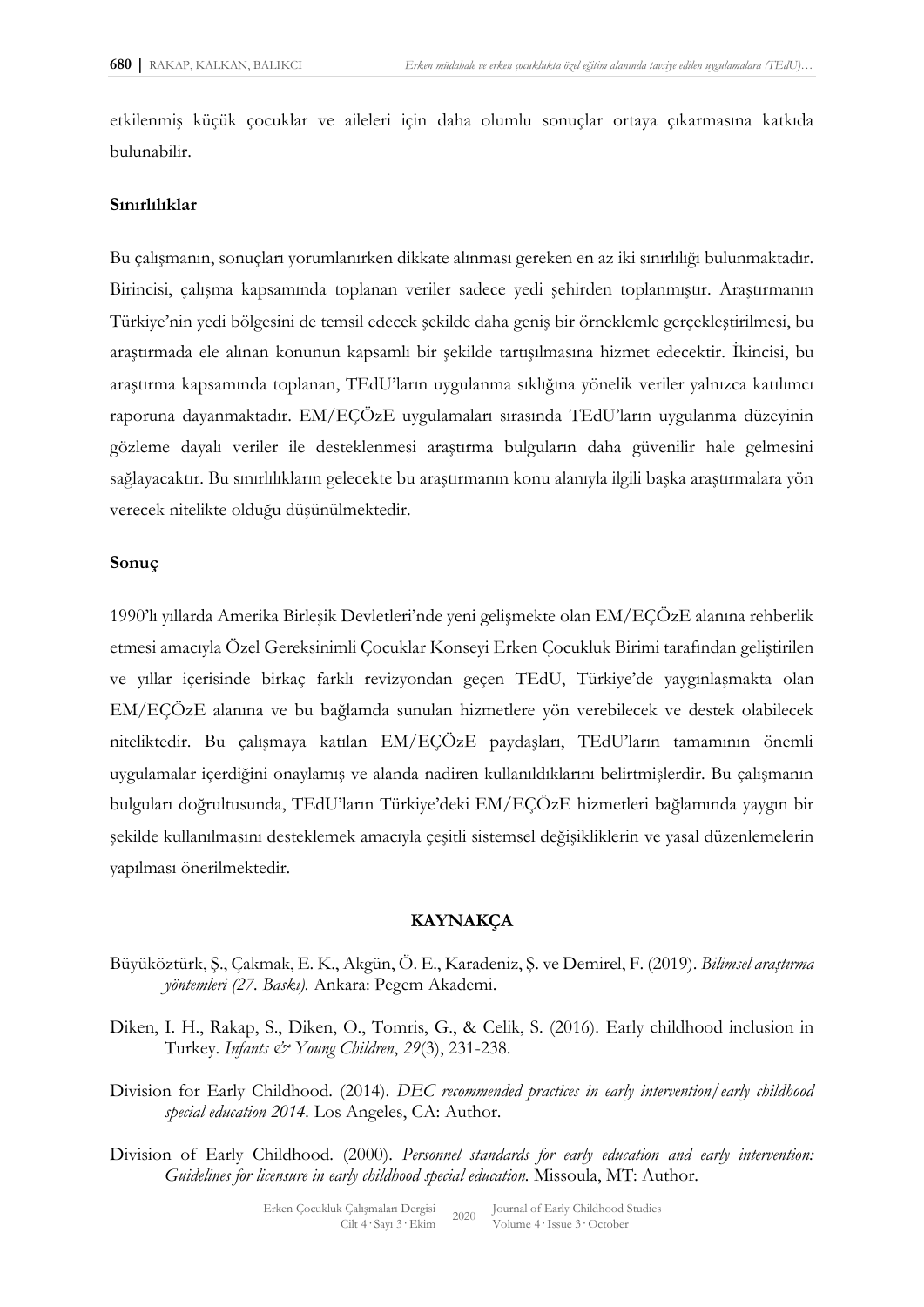etkilenmiş küçük çocuklar ve aileleri için daha olumlu sonuçlar ortaya çıkarmasına katkıda bulunabilir.

**Sınırlılıklar**

Bu çalışmanın, sonuçları yorumlanırken dikkate alınması gereken en az iki sınırlılığı bulunmaktadır. Birincisi, çalışma kapsamında toplanan veriler sadece yedi şehirden toplanmıştır. Araştırmanın Türkiye'nin yedi bölgesini de temsil edecek şekilde daha geniş bir örneklemle gerçekleştirilmesi, bu araştırmada ele alınan konunun kapsamlı bir şekilde tartışılmasına hizmet edecektir. İkincisi, bu araştırma kapsamında toplanan, TEdU'ların uygulanma sıklığına yönelik veriler yalnızca katılımcı raporuna dayanmaktadır. EM/EÇÖzE uygulamaları sırasında TEdU'ların uygulanma düzeyinin gözleme dayalı veriler ile desteklenmesi araştırma bulguların daha güvenilir hale gelmesini sağlayacaktır. Bu sınırlılıkların gelecekte bu araştırmanın konu alanıyla ilgili başka araştırmalara yön verecek nitelikte olduğu düşünülmektedir.

**Sonuç**

1990'lı yıllarda Amerika Birleşik Devletleri'nde yeni gelişmekte olan EM/EÇÖzE alanına rehberlik etmesi amacıyla Özel Gereksinimli Çocuklar Konseyi Erken Çocukluk Birimi tarafından geliştirilen ve yıllar içerisinde birkaç farklı revizyondan geçen TEdU, Türkiye'de yaygınlaşmakta olan EM/EÇÖzE alanına ve bu bağlamda sunulan hizmetlere yön verebilecek ve destek olabilecek niteliktedir. Bu çalışmaya katılan EM/EÇÖzE paydaşları, TEdU'ların tamamının önemli uygulamalar içerdiğini onaylamış ve alanda nadiren kullanıldıklarını belirtmişlerdir. Bu çalışmanın bulguları doğrultusunda, TEdU'ların Türkiye'deki EM/EÇÖzE hizmetleri bağlamında yaygın bir şekilde kullanılmasını desteklemek amacıyla çeşitli sistemsel değişikliklerin ve yasal düzenlemelerin yapılması önerilmektedir.

## KAYNAKÇA

Büyüköztürk, Ş., Çakmak, E. K., Akgün, Ö. E., Karadeniz, Ş. ve Demirel, F. (2019). *Bilimsel araştırma yöntemleri (27. Baskı).* Ankara: Pegem Akademi.

Diken, I. H., Rakap, S., Diken, O., Tomris, G., & Celik, S. (2016). Early childhood inclusion in Turkey. *Infants & Young Children*, *29*(3), 231-238.

Division for Early Childhood. (2014). *DEC recommended practices in early intervention/early childhood special education 2014*. Los Angeles, CA: Author.

Division of Early Childhood. (2000). *Personnel standards for early education and early intervention: Guidelines for licensure in early childhood special education.* Missoula, MT: Author.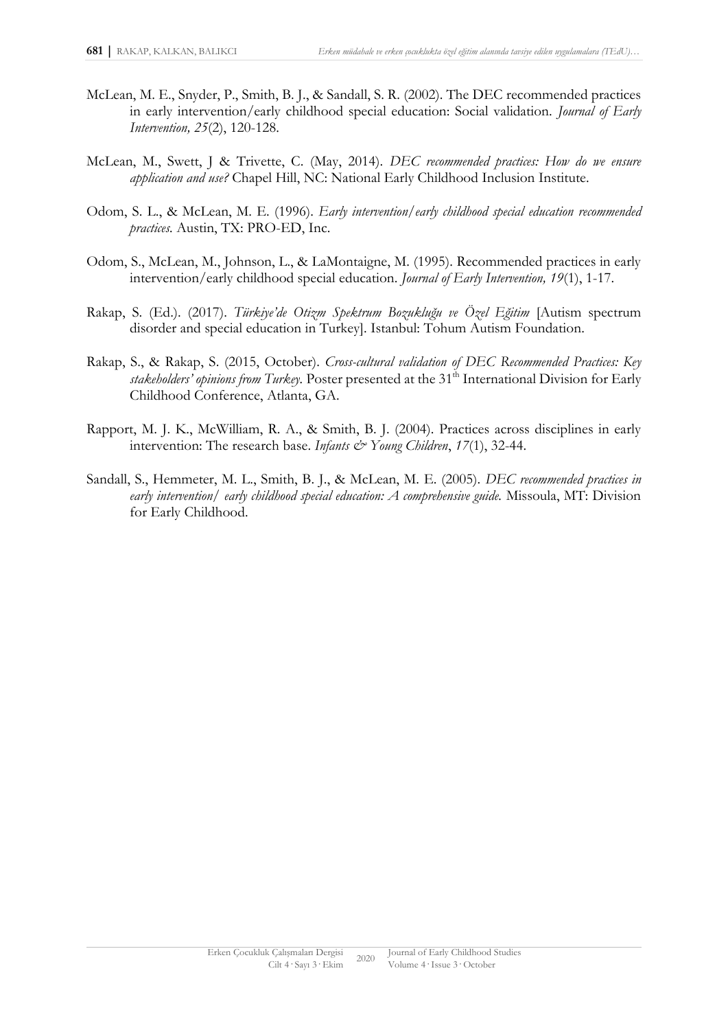McLean, M. E., Snyder, P., Smith, B. J., & Sandall, S. R. (2002). The DEC recommended practices in early intervention/early childhood special education: Social validation. *Journal of Early Intervention, 25*(2), 120-128.

McLean, M., Swett, J & Trivette, C. (May, 2014). *DEC recommended practices: How do we ensure application and use?* Chapel Hill, NC: National Early Childhood Inclusion Institute.

Odom, S. L., & McLean, M. E. (1996). *Early intervention/early childhood special education recommended practices.* Austin, TX: PRO-ED, Inc.

Odom, S., McLean, M., Johnson, L., & LaMontaigne, M. (1995). Recommended practices in early intervention/early childhood special education. *Journal of Early Intervention, 19*(1), 1-17.

Rakap, S. (Ed.). (2017). *Türkiye'de Otizm Spektrum Bozukluğu ve Özel Eğitim* [Autism spectrum disorder and special education in Turkey]. Istanbul: Tohum Autism Foundation.

Rakap, S., & Rakap, S. (2015, October). *Cross-cultural validation of DEC Recommended Practices: Key stakeholders' opinions from Turkey.* Poster presented at the 31th International Division for Early Childhood Conference, Atlanta, GA.

Rapport, M. J. K., McWilliam, R. A., & Smith, B. J. (2004). Practices across disciplines in early intervention: The research base. *Infants & Young Children*, *17*(1), 32-44.

Sandall, S., Hemmeter, M. L., Smith, B. J., & McLean, M. E. (2005). *DEC recommended practices in early intervention/ early childhood special education: A comprehensive guide.* Missoula, MT: Division for Early Childhood.